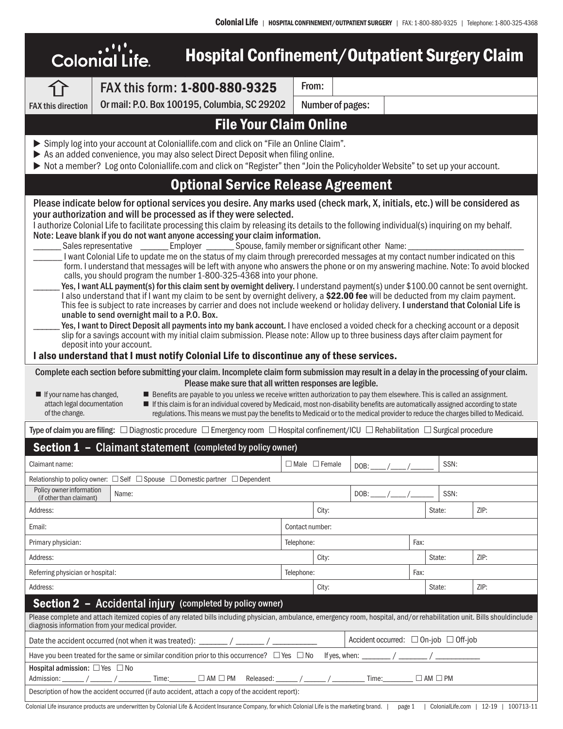# Colonial Life — Hospital Confinement/Outpatient Surgery Claim

| FAX this direction | FAX this form: **1-800-880-9325** Or mail: P.O. Box 100195, Columbia, SC 29202 | From: | |
|---|---|---|---|
| | | Number of pages: | |

## File Your Claim Online

- Simply log into your account at Coloniallife.com and click on "File an Online Claim".
- As an added convenience, you may also select Direct Deposit when filing online.
- Not a member? Log onto Coloniallife.com and click on "Register" then "Join the Policyholder Website" to set up your account.

## Optional Service Release Agreement

Please indicate below for optional services you desire. Any marks used (check mark, X, initials, etc.) will be considered as your authorization and will be processed as if they were selected.

I authorize Colonial Life to facilitate processing this claim by releasing its details to the following individual(s) inquiring on my behalf.
**Note: Leave blank if you do not want anyone accessing your claim information.**

______ Sales representative ______ Employer ______ Spouse, family member or significant other Name: ______________________

______ I want Colonial Life to update me on the status of my claim through prerecorded messages at my contact number indicated on this form. I understand that messages will be left with anyone who answers the phone or on my answering machine. Note: To avoid blocked calls, you should program the number 1-800-325-4368 into your phone.

______ **Yes, I want ALL payment(s) for this claim sent by overnight delivery.** I understand payment(s) under $100.00 cannot be sent overnight. I also understand that if I want my claim to be sent by overnight delivery, a **$22.00 fee** will be deducted from my claim payment. This fee is subject to rate increases by carrier and does not include weekend or holiday delivery. **I understand that Colonial Life is unable to send overnight mail to a P.O. Box.**

______ **Yes, I want to Direct Deposit all payments into my bank account.** I have enclosed a voided check for a checking account or a deposit slip for a savings account with my initial claim submission. Please note: Allow up to three business days after claim payment for deposit into your account.

**I also understand that I must notify Colonial Life to discontinue any of these services.**

Complete each section before submitting your claim. Incomplete claim form submission may result in a delay in the processing of your claim. Please make sure that all written responses are legible.

- If your name has changed, attach legal documentation of the change.
- Benefits are payable to you unless we receive written authorization to pay them elsewhere. This is called an assignment.
- If this claim is for an individual covered by Medicaid, most non-disability benefits are automatically assigned according to state regulations. This means we must pay the benefits to Medicaid or to the medical provider to reduce the charges billed to Medicaid.

Type of claim you are filing: ☐ Diagnostic procedure ☐ Emergency room ☐ Hospital confinement/ICU ☐ Rehabilitation ☐ Surgical procedure

## Section 1 – Claimant statement (completed by policy owner)

| Claimant name: | ☐ Male ☐ Female | DOB: ____/____/______ | SSN: |
|---|---|---|---|
| Relationship to policy owner: ☐ Self ☐ Spouse ☐ Domestic partner ☐ Dependent | | | |
| Policy owner information (if other than claimant) Name: | | DOB: ____/____/______ | SSN: |
| Address: | City: | State: | ZIP: |
| Email: | Contact number: | | |
| Primary physician: | Telephone: | Fax: | |
| Address: | City: | State: | ZIP: |
| Referring physician or hospital: | Telephone: | Fax: | |
| Address: | City: | State: | ZIP: |

## Section 2 – Accidental injury (completed by policy owner)

Please complete and attach itemized copies of any related bills including physician, ambulance, emergency room, hospital, and/or rehabilitation unit. Bills shouldinclude diagnosis information from your medical provider.

Date the accident occurred (not when it was treated): _______ / _______ / ___________ Accident occurred: ☐ On-job ☐ Off-job

Have you been treated for the same or similar condition prior to this occurrence? ☐ Yes ☐ No If yes, when: _______ / _______ / ___________

**Hospital admission:** ☐ Yes ☐ No
Admission: ______ / ______ / _________ Time:_______ ☐ AM ☐ PM Released: ______ / ______ / _________ Time:________ ☐ AM ☐ PM

Description of how the accident occurred (if auto accident, attach a copy of the accident report):

Colonial Life insurance products are underwritten by Colonial Life & Accident Insurance Company, for which Colonial Life is the marketing brand. | ColonialLife.com | 12-19 | 100713-11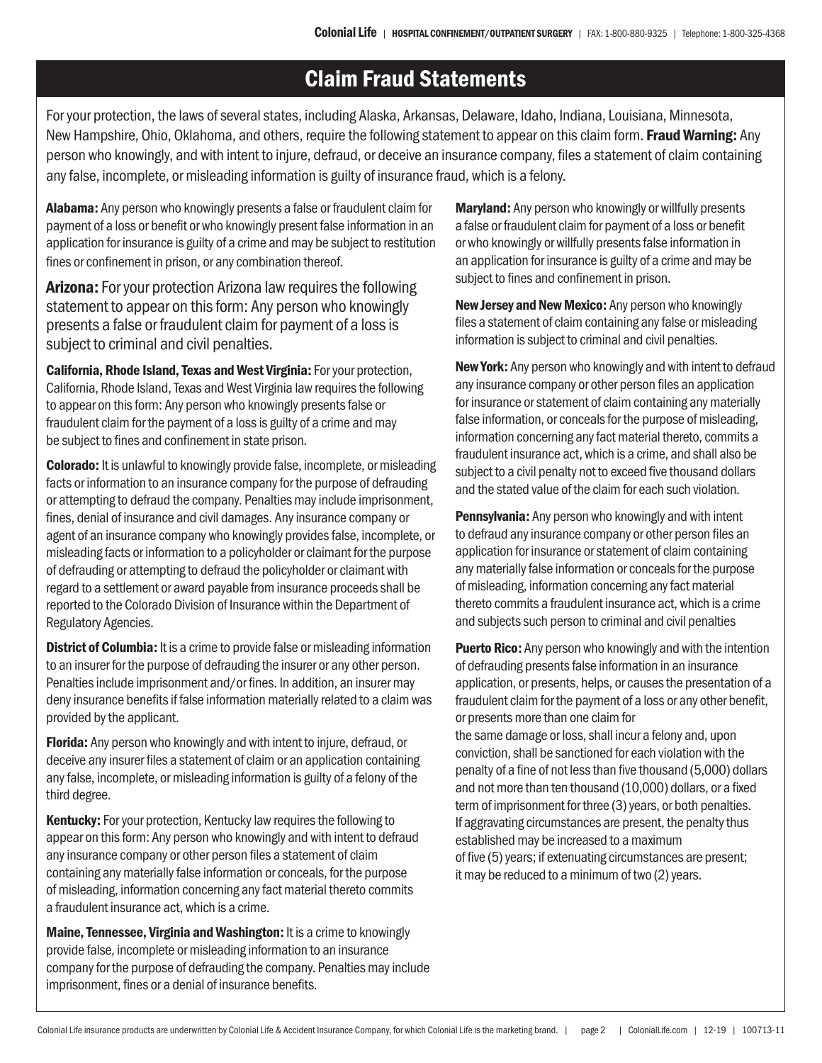## Claim Fraud Statements

For your protection, the laws of several states, including Alaska, Arkansas, Delaware, Idaho, Indiana, Louisiana, Minnesota, New Hampshire, Ohio, Oklahoma, and others, require the following statement to appear on this claim form. **Fraud Warning:** Any person who knowingly, and with intent to injure, defraud, or deceive an insurance company, files a statement of claim containing any false, incomplete, or misleading information is guilty of insurance fraud, which is a felony.

**Alabama:** Any person who knowingly presents a false or fraudulent claim for payment of a loss or benefit or who knowingly present false information in an application for insurance is guilty of a crime and may be subject to restitution fines or confinement in prison, or any combination thereof.

**Arizona:** For your protection Arizona law requires the following statement to appear on this form: Any person who knowingly presents a false or fraudulent claim for payment of a loss is subject to criminal and civil penalties.

**California, Rhode Island, Texas and West Virginia:** For your protection, California, Rhode Island, Texas and West Virginia law requires the following to appear on this form: Any person who knowingly presents false or fraudulent claim for the payment of a loss is guilty of a crime and may be subject to fines and confinement in state prison.

**Colorado:** It is unlawful to knowingly provide false, incomplete, or misleading facts or information to an insurance company for the purpose of defrauding or attempting to defraud the company. Penalties may include imprisonment, fines, denial of insurance and civil damages. Any insurance company or agent of an insurance company who knowingly provides false, incomplete, or misleading facts or information to a policyholder or claimant for the purpose of defrauding or attempting to defraud the policyholder or claimant with regard to a settlement or award payable from insurance proceeds shall be reported to the Colorado Division of Insurance within the Department of Regulatory Agencies.

**District of Columbia:** It is a crime to provide false or misleading information to an insurer for the purpose of defrauding the insurer or any other person. Penalties include imprisonment and/or fines. In addition, an insurer may deny insurance benefits if false information materially related to a claim was provided by the applicant.

**Florida:** Any person who knowingly and with intent to injure, defraud, or deceive any insurer files a statement of claim or an application containing any false, incomplete, or misleading information is guilty of a felony of the third degree.

**Kentucky:** For your protection, Kentucky law requires the following to appear on this form: Any person who knowingly and with intent to defraud any insurance company or other person files a statement of claim containing any materially false information or conceals, for the purpose of misleading, information concerning any fact material thereto commits a fraudulent insurance act, which is a crime.

**Maine, Tennessee, Virginia and Washington:** It is a crime to knowingly provide false, incomplete or misleading information to an insurance company for the purpose of defrauding the company. Penalties may include imprisonment, fines or a denial of insurance benefits.

**Maryland:** Any person who knowingly or willfully presents a false or fraudulent claim for payment of a loss or benefit or who knowingly or willfully presents false information in an application for insurance is guilty of a crime and may be subject to fines and confinement in prison.

**New Jersey and New Mexico:** Any person who knowingly files a statement of claim containing any false or misleading information is subject to criminal and civil penalties.

**New York:** Any person who knowingly and with intent to defraud any insurance company or other person files an application for insurance or statement of claim containing any materially false information, or conceals for the purpose of misleading, information concerning any fact material thereto, commits a fraudulent insurance act, which is a crime, and shall also be subject to a civil penalty not to exceed five thousand dollars and the stated value of the claim for each such violation.

**Pennsylvania:** Any person who knowingly and with intent to defraud any insurance company or other person files an application for insurance or statement of claim containing any materially false information or conceals for the purpose of misleading, information concerning any fact material thereto commits a fraudulent insurance act, which is a crime and subjects such person to criminal and civil penalties

**Puerto Rico:** Any person who knowingly and with the intention of defrauding presents false information in an insurance application, or presents, helps, or causes the presentation of a fraudulent claim for the payment of a loss or any other benefit, or presents more than one claim for the same damage or loss, shall incur a felony and, upon conviction, shall be sanctioned for each violation with the penalty of a fine of not less than five thousand (5,000) dollars and not more than ten thousand (10,000) dollars, or a fixed term of imprisonment for three (3) years, or both penalties. If aggravating circumstances are present, the penalty thus established may be increased to a maximum of five (5) years; if extenuating circumstances are present; it may be reduced to a minimum of two (2) years.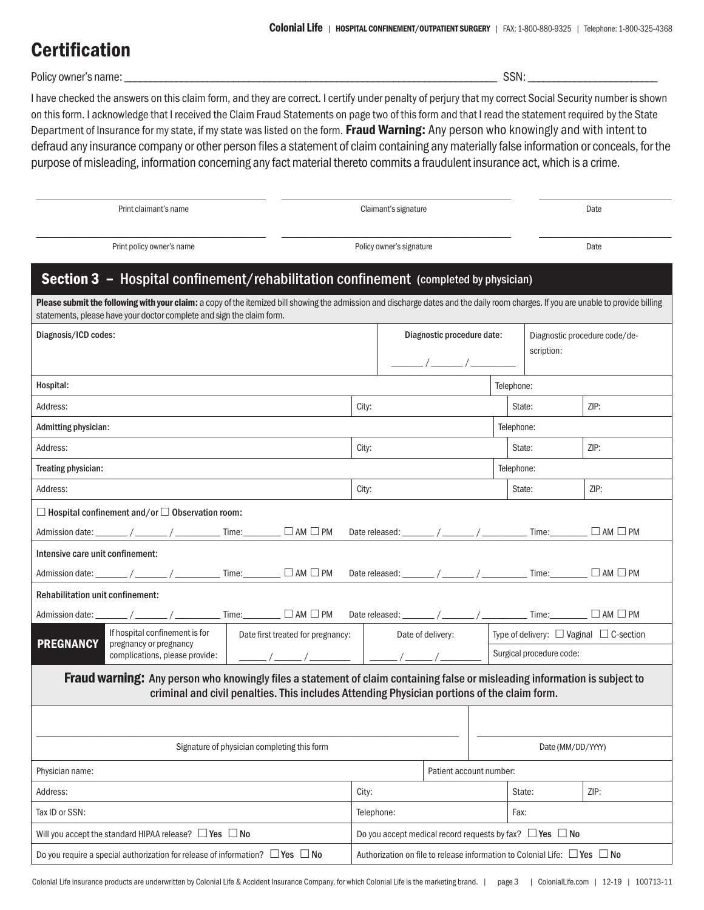# Certification

Policy owner's name: ______________________________________________ SSN: ____________________

I have checked the answers on this claim form, and they are correct. I certify under penalty of perjury that my correct Social Security number is shown on this form. I acknowledge that I received the Claim Fraud Statements on page two of this form and that I read the statement required by the State Department of Insurance for my state, if my state was listed on the form. **Fraud Warning:** Any person who knowingly and with intent to defraud any insurance company or other person files a statement of claim containing any materially false information or conceals, for the purpose of misleading, information concerning any fact material thereto commits a fraudulent insurance act, which is a crime.

| Print claimant's name | Claimant's signature | Date |
|---|---|---|
| Print policy owner's name | Policy owner's signature | Date |

## Section 3 – Hospital confinement/rehabilitation confinement (completed by physician)

**Please submit the following with your claim:** a copy of the itemized bill showing the admission and discharge dates and the daily room charges. If you are unable to provide billing statements, please have your doctor complete and sign the claim form.

| Diagnosis/ICD codes: | Diagnostic procedure date: ____ / ____ / ______ | Diagnostic procedure code/description: |
|---|---|---|

| Hospital: | | Telephone: | |
|---|---|---|---|
| Address: | City: | State: | ZIP: |
| Admitting physician: | | Telephone: | |
| Address: | City: | State: | ZIP: |
| Treating physician: | | Telephone: | |
| Address: | City: | State: | ZIP: |

☐ Hospital confinement and/or ☐ Observation room:

Admission date: ____ / ____ / ______ Time: ______ ☐ AM ☐ PM Date released: ____ / ____ / ______ Time: ______ ☐ AM ☐ PM

Intensive care unit confinement:

Admission date: ____ / ____ / ______ Time: ______ ☐ AM ☐ PM Date released: ____ / ____ / ______ Time: ______ ☐ AM ☐ PM

Rehabilitation unit confinement:

Admission date: ____ / ____ / ______ Time: ______ ☐ AM ☐ PM Date released: ____ / ____ / ______ Time: ______ ☐ AM ☐ PM

| PREGNANCY | If hospital confinement is for pregnancy or pregnancy complications, please provide: | Date first treated for pregnancy: ____ / ____ / ______ | Date of delivery: ____ / ____ / ______ | Type of delivery: ☐ Vaginal ☐ C-section<br>Surgical procedure code: |
|---|---|---|---|---|

**Fraud warning:** Any person who knowingly files a statement of claim containing false or misleading information is subject to criminal and civil penalties. This includes Attending Physician portions of the claim form.

| Signature of physician completing this form | | Date (MM/DD/YYYY) |
|---|---|---|
| Physician name: | Patient account number: | |
| Address: | City: | State: / ZIP: |
| Tax ID or SSN: | Telephone: | Fax: |
| Will you accept the standard HIPAA release? ☐ Yes ☐ No | Do you accept medical record requests by fax? ☐ Yes ☐ No | |
| Do you require a special authorization for release of information? ☐ Yes ☐ No | Authorization on file to release information to Colonial Life: ☐ Yes ☐ No | |

Colonial Life insurance products are underwritten by Colonial Life & Accident Insurance Company, for which Colonial Life is the marketing brand.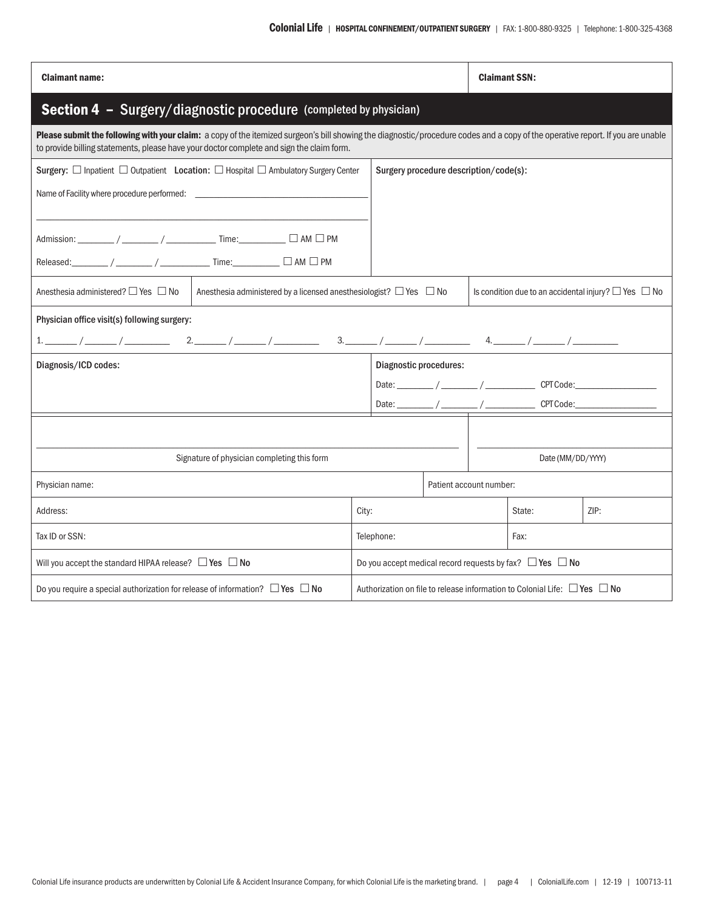| Claimant name: | Claimant SSN: |
|---|---|

## Section 4 – Surgery/diagnostic procedure (completed by physician)

**Please submit the following with your claim:** a copy of the itemized surgeon's bill showing the diagnostic/procedure codes and a copy of the operative report. If you are unable to provide billing statements, please have your doctor complete and sign the claim form.

Surgery: ☐ Inpatient ☐ Outpatient Location: ☐ Hospital ☐ Ambulatory Surgery Center

Name of Facility where procedure performed: ______________________________

______________________________

Admission: ______ / ______ / ________ Time:________ ☐ AM ☐ PM

Released:______ / ______ / ________ Time:________ ☐ AM ☐ PM

Surgery procedure description/code(s):

| Anesthesia administered? ☐ Yes ☐ No | Anesthesia administered by a licensed anesthesiologist? ☐ Yes ☐ No | Is condition due to an accidental injury? ☐ Yes ☐ No |
|---|---|---|

Physician office visit(s) following surgery:

1. _____ / _____ / _______ 2. _____ / _____ / _______ 3. _____ / _____ / _______ 4. _____ / _____ / _______

Diagnosis/ICD codes:

Diagnostic procedures:

Date: ______ / ______ / ________ CPT Code:______________

Date: ______ / ______ / ________ CPT Code:______________

______________________________ Signature of physician completing this form

______________________________ Date (MM/DD/YYYY)

| Physician name: | | Patient account number: | |
|---|---|---|---|
| Address: | City: | State: | ZIP: |
| Tax ID or SSN: | Telephone: | Fax: | |
| Will you accept the standard HIPAA release? ☐ Yes ☐ No | Do you accept medical record requests by fax? ☐ Yes ☐ No | | |
| Do you require a special authorization for release of information? ☐ Yes ☐ No | Authorization on file to release information to Colonial Life: ☐ Yes ☐ No | | |

Colonial Life insurance products are underwritten by Colonial Life & Accident Insurance Company, for which Colonial Life is the marketing brand. | ColonialLife.com | 12-19 | 100713-11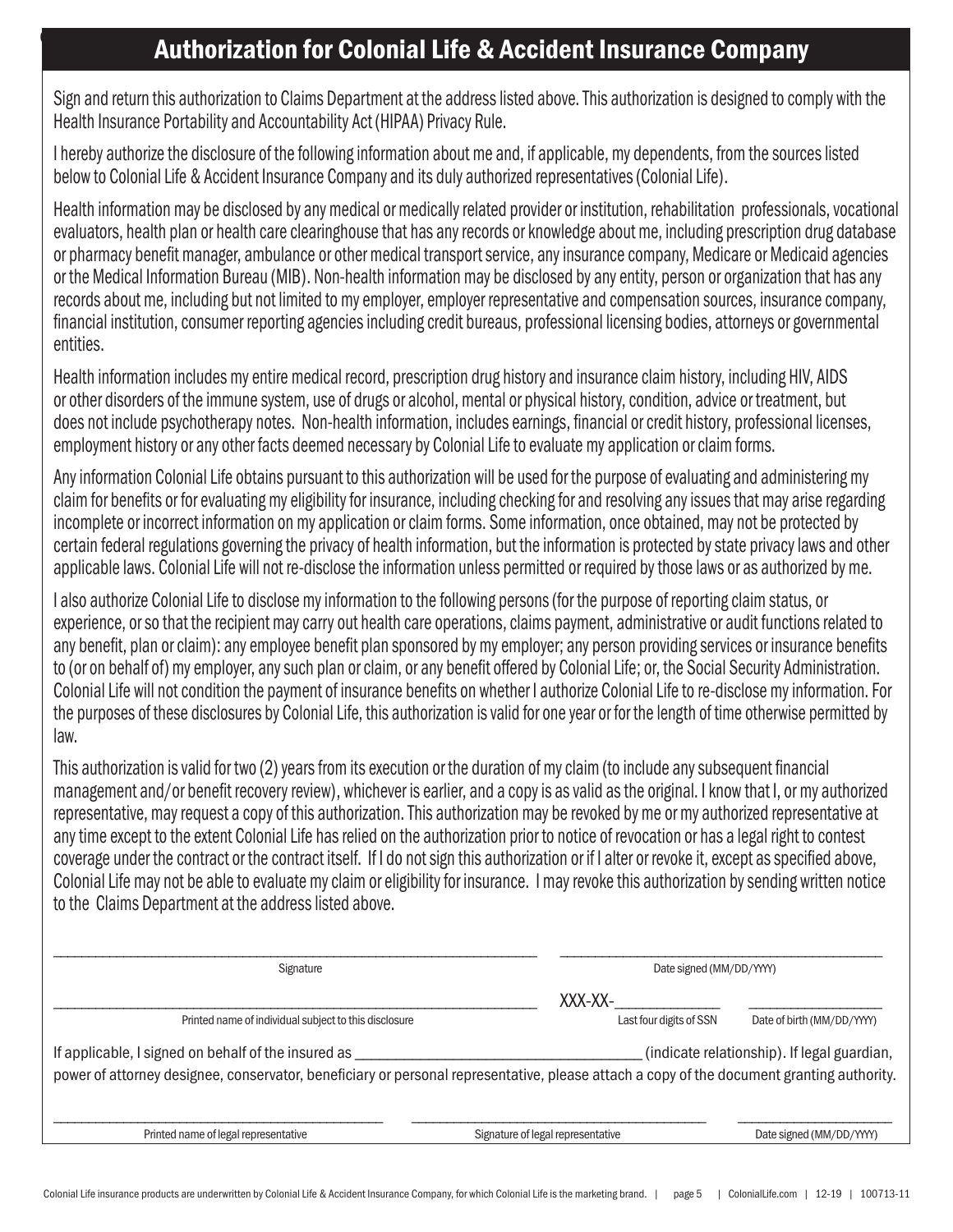# Authorization for Colonial Life & Accident Insurance Company

Sign and return this authorization to Claims Department at the address listed above. This authorization is designed to comply with the Health Insurance Portability and Accountability Act (HIPAA) Privacy Rule.

I hereby authorize the disclosure of the following information about me and, if applicable, my dependents, from the sources listed below to Colonial Life & Accident Insurance Company and its duly authorized representatives (Colonial Life).

Health information may be disclosed by any medical or medically related provider or institution, rehabilitation professionals, vocational evaluators, health plan or health care clearinghouse that has any records or knowledge about me, including prescription drug database or pharmacy benefit manager, ambulance or other medical transport service, any insurance company, Medicare or Medicaid agencies or the Medical Information Bureau (MIB). Non-health information may be disclosed by any entity, person or organization that has any records about me, including but not limited to my employer, employer representative and compensation sources, insurance company, financial institution, consumer reporting agencies including credit bureaus, professional licensing bodies, attorneys or governmental entities.

Health information includes my entire medical record, prescription drug history and insurance claim history, including HIV, AIDS or other disorders of the immune system, use of drugs or alcohol, mental or physical history, condition, advice or treatment, but does not include psychotherapy notes. Non-health information, includes earnings, financial or credit history, professional licenses, employment history or any other facts deemed necessary by Colonial Life to evaluate my application or claim forms.

Any information Colonial Life obtains pursuant to this authorization will be used for the purpose of evaluating and administering my claim for benefits or for evaluating my eligibility for insurance, including checking for and resolving any issues that may arise regarding incomplete or incorrect information on my application or claim forms. Some information, once obtained, may not be protected by certain federal regulations governing the privacy of health information, but the information is protected by state privacy laws and other applicable laws. Colonial Life will not re-disclose the information unless permitted or required by those laws or as authorized by me.

I also authorize Colonial Life to disclose my information to the following persons (for the purpose of reporting claim status, or experience, or so that the recipient may carry out health care operations, claims payment, administrative or audit functions related to any benefit, plan or claim): any employee benefit plan sponsored by my employer; any person providing services or insurance benefits to (or on behalf of) my employer, any such plan or claim, or any benefit offered by Colonial Life; or, the Social Security Administration. Colonial Life will not condition the payment of insurance benefits on whether I authorize Colonial Life to re-disclose my information. For the purposes of these disclosures by Colonial Life, this authorization is valid for one year or for the length of time otherwise permitted by law.

This authorization is valid for two (2) years from its execution or the duration of my claim (to include any subsequent financial management and/or benefit recovery review), whichever is earlier, and a copy is as valid as the original. I know that I, or my authorized representative, may request a copy of this authorization. This authorization may be revoked by me or my authorized representative at any time except to the extent Colonial Life has relied on the authorization prior to notice of revocation or has a legal right to contest coverage under the contract or the contract itself. If I do not sign this authorization or if I alter or revoke it, except as specified above, Colonial Life may not be able to evaluate my claim or eligibility for insurance. I may revoke this authorization by sending written notice to the Claims Department at the address listed above.

______________________________ Signature

______________________________ Date signed (MM/DD/YYYY)

______________________________ Printed name of individual subject to this disclosure

XXX-XX-__________ Last four digits of SSN

______________________________ Date of birth (MM/DD/YYYY)

If applicable, I signed on behalf of the insured as ______________________________ (indicate relationship). If legal guardian, power of attorney designee, conservator, beneficiary or personal representative, please attach a copy of the document granting authority.

______________________________ Printed name of legal representative

______________________________ Signature of legal representative

______________________________ Date signed (MM/DD/YYYY)

Colonial Life insurance products are underwritten by Colonial Life & Accident Insurance Company, for which Colonial Life is the marketing brand. | ColonialLife.com | 12-19 | 100713-11